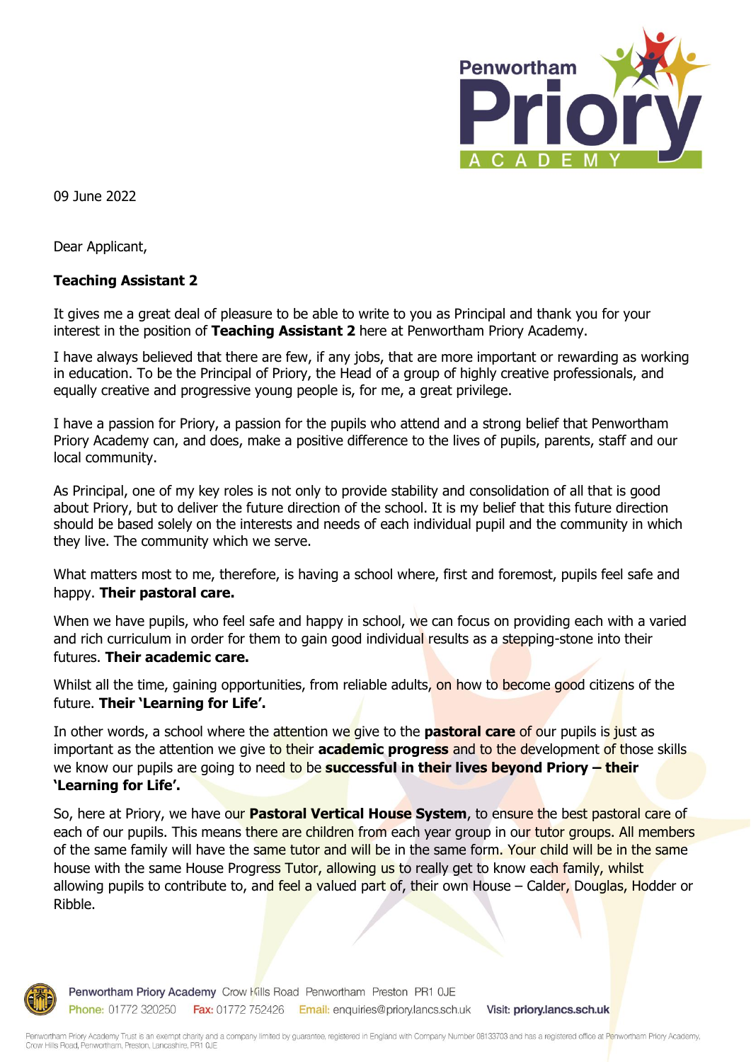09 June 2022

Dear Applicant,

**Teaching Assistant 2**

It gives me a great deal of pleasure to be able to write to you as Principal and thank you for your interest in the position of **Teaching Assistant 2** here at Penwortham Priory Academy.

I have always believed that there are few, if any jobs, that are more important or rewarding as working in education. To be the Principal of Priory, the Head of a group of highly creative professionals, and equally creative and progressive young people is, for me, a great privilege.

I have a passion for Priory, a passion for the pupils who attend and a strong belief that Penwortham Priory Academy can, and does, make a positive difference to the lives of pupils, parents, staff and our local community.

As Principal, one of my key roles is not only to provide stability and consolidation of all that is good about Priory, but to deliver the future direction of the school. It is my belief that this future direction should be based solely on the interests and needs of each individual pupil and the community in which they live. The community which we serve.

What matters most to me, therefore, is having a school where, first and foremost, pupils feel safe and happy. **Their pastoral care.**

When we have pupils, who feel safe and happy in school, we can focus on providing each with a varied and rich curriculum in order for them to gain good individual results as a stepping-stone into their futures. **Their academic care.**

Whilst all the time, gaining opportunities, from reliable adults, on how to become good citizens of the future. **Their 'Learning for Life'.**

In other words, a school where the attention we give to the **pastoral care** of our pupils is just as important as the attention we give to their **academic progress** and to the development of those skills we know our pupils are going to need to be **successful in their lives beyond Priory – their 'Learning for Life'.**

So, here at Priory, we have our **Pastoral Vertical House System**, to ensure the best pastoral care of each of our pupils. This means there are children from each year group in our tutor groups. All members of the same family will have the same tutor and will be in the same form. Your child will be in the same house with the same House Progress Tutor, allowing us to really get to know each family, whilst allowing pupils to contribute to, and feel a valued part of, their own House – Calder, Douglas, Hodder or Ribble.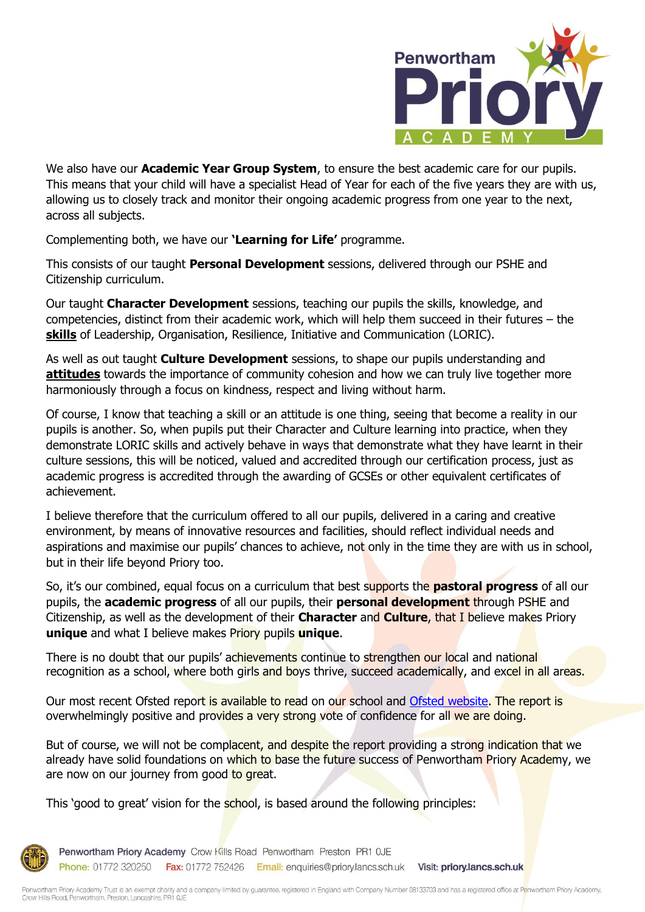We also have our **Academic Year Group System**, to ensure the best academic care for our pupils. This means that your child will have a specialist Head of Year for each of the five years they are with us, allowing us to closely track and monitor their ongoing academic progress from one year to the next, across all subjects.

Complementing both, we have our **'Learning for Life'** programme.

This consists of our taught **Personal Development** sessions, delivered through our PSHE and Citizenship curriculum.

Our taught **Character Development** sessions, teaching our pupils the skills, knowledge, and competencies, distinct from their academic work, which will help them succeed in their futures – the **skills** of Leadership, Organisation, Resilience, Initiative and Communication (LORIC).

As well as out taught **Culture Development** sessions, to shape our pupils understanding and **attitudes** towards the importance of community cohesion and how we can truly live together more harmoniously through a focus on kindness, respect and living without harm.

Of course, I know that teaching a skill or an attitude is one thing, seeing that become a reality in our pupils is another. So, when pupils put their Character and Culture learning into practice, when they demonstrate LORIC skills and actively behave in ways that demonstrate what they have learnt in their culture sessions, this will be noticed, valued and accredited through our certification process, just as academic progress is accredited through the awarding of GCSEs or other equivalent certificates of achievement.

I believe therefore that the curriculum offered to all our pupils, delivered in a caring and creative environment, by means of innovative resources and facilities, should reflect individual needs and aspirations and maximise our pupils' chances to achieve, not only in the time they are with us in school, but in their life beyond Priory too.

So, it's our combined, equal focus on a curriculum that best supports the **pastoral progress** of all our pupils, the **academic progress** of all our pupils, their **personal development** through PSHE and Citizenship, as well as the development of their **Character** and **Culture**, that I believe makes Priory **unique** and what I believe makes Priory pupils **unique**.

There is no doubt that our pupils' achievements continue to strengthen our local and national recognition as a school, where both girls and boys thrive, succeed academically, and excel in all areas.

Our most recent Ofsted report is available to read on our school and [Ofsted website](). The report is overwhelmingly positive and provides a very strong vote of confidence for all we are doing.

But of course, we will not be complacent, and despite the report providing a strong indication that we already have solid foundations on which to base the future success of Penwortham Priory Academy, we are now on our journey from good to great.

This 'good to great' vision for the school, is based around the following principles: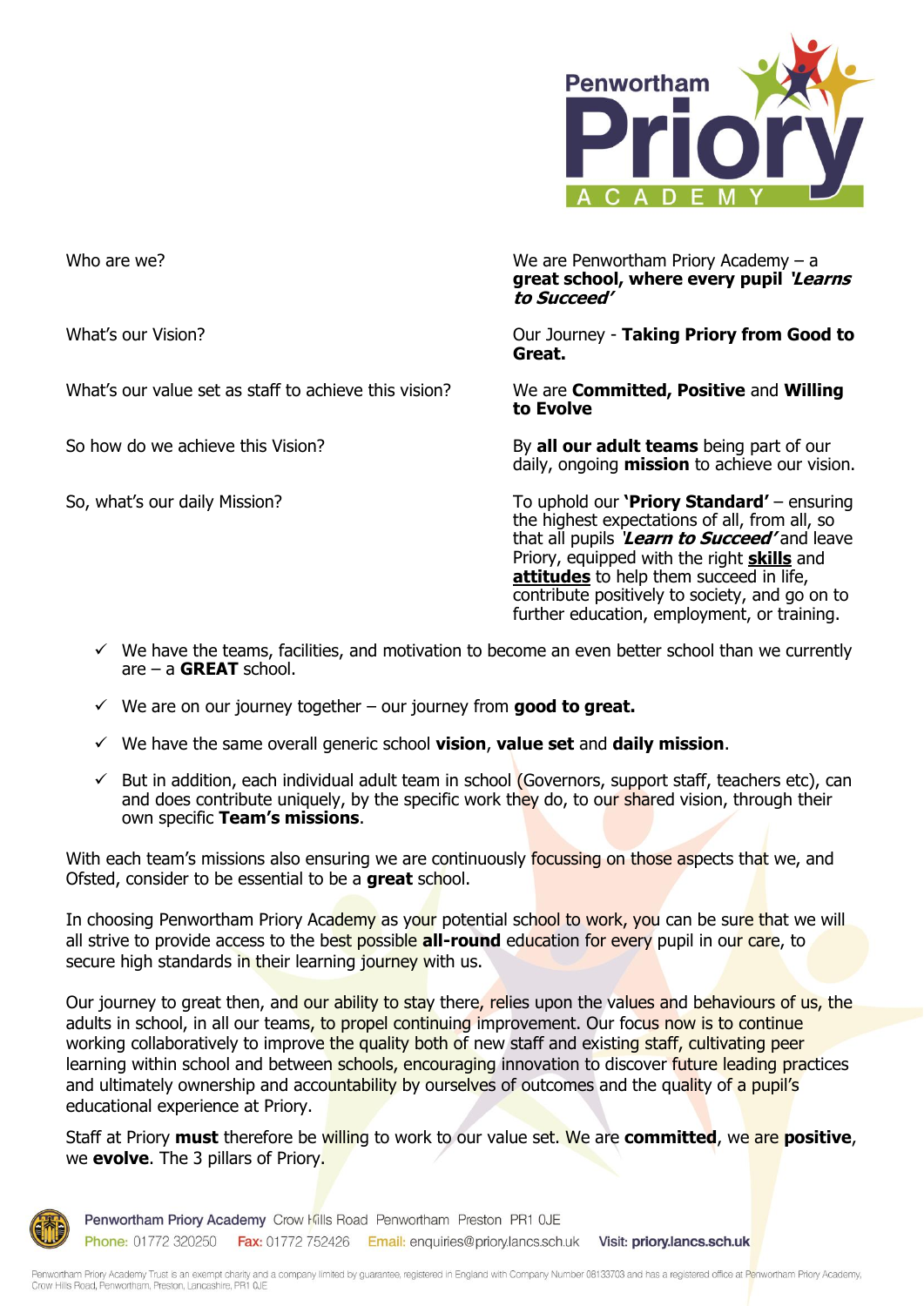| | |
|---|---|
| Who are we? | We are Penwortham Priory Academy – a **great school, where every pupil *'Learns to Succeed'*** |
| What's our Vision? | Our Journey - **Taking Priory from Good to Great.** |
| What's our value set as staff to achieve this vision? | We are **Committed, Positive** and **Willing to Evolve** |
| So how do we achieve this Vision? | By **all our adult teams** being part of our daily, ongoing **mission** to achieve our vision. |
| So, what's our daily Mission? | To uphold our **'Priory Standard'** – ensuring the highest expectations of all, from all, so that all pupils ***'Learn to Succeed'*** and leave Priory, equipped with the right **skills** and **attitudes** to help them succeed in life, contribute positively to society, and go on to further education, employment, or training. |

- ✓ We have the teams, facilities, and motivation to become an even better school than we currently are – a **GREAT** school.
- ✓ We are on our journey together – our journey from **good to great.**
- ✓ We have the same overall generic school **vision**, **value set** and **daily mission**.
- ✓ But in addition, each individual adult team in school (Governors, support staff, teachers etc), can and does contribute uniquely, by the specific work they do, to our shared vision, through their own specific **Team's missions**.

With each team's missions also ensuring we are continuously focussing on those aspects that we, and Ofsted, consider to be essential to be a **great** school.

In choosing Penwortham Priory Academy as your potential school to work, you can be sure that we will all strive to provide access to the best possible **all-round** education for every pupil in our care, to secure high standards in their learning journey with us.

Our journey to great then, and our ability to stay there, relies upon the values and behaviours of us, the adults in school, in all our teams, to propel continuing improvement. Our focus now is to continue working collaboratively to improve the quality both of new staff and existing staff, cultivating peer learning within school and between schools, encouraging innovation to discover future leading practices and ultimately ownership and accountability by ourselves of outcomes and the quality of a pupil's educational experience at Priory.

Staff at Priory **must** therefore be willing to work to our value set. We are **committed**, we are **positive**, we **evolve**. The 3 pillars of Priory.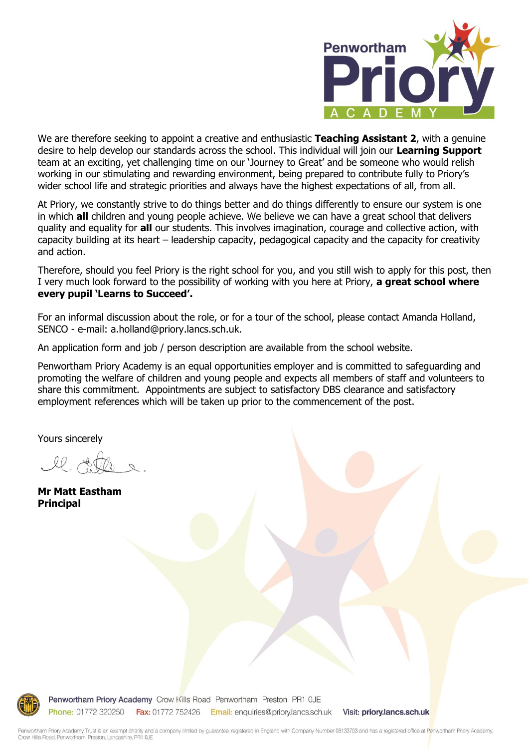We are therefore seeking to appoint a creative and enthusiastic **Teaching Assistant 2**, with a genuine desire to help develop our standards across the school. This individual will join our **Learning Support** team at an exciting, yet challenging time on our 'Journey to Great' and be someone who would relish working in our stimulating and rewarding environment, being prepared to contribute fully to Priory's wider school life and strategic priorities and always have the highest expectations of all, from all.

At Priory, we constantly strive to do things better and do things differently to ensure our system is one in which **all** children and young people achieve. We believe we can have a great school that delivers quality and equality for **all** our students. This involves imagination, courage and collective action, with capacity building at its heart – leadership capacity, pedagogical capacity and the capacity for creativity and action.

Therefore, should you feel Priory is the right school for you, and you still wish to apply for this post, then I very much look forward to the possibility of working with you here at Priory, **a great school where every pupil 'Learns to Succeed'.**

For an informal discussion about the role, or for a tour of the school, please contact Amanda Holland, SENCO - e-mail: a.holland@priory.lancs.sch.uk.

An application form and job / person description are available from the school website.

Penwortham Priory Academy is an equal opportunities employer and is committed to safeguarding and promoting the welfare of children and young people and expects all members of staff and volunteers to share this commitment. Appointments are subject to satisfactory DBS clearance and satisfactory employment references which will be taken up prior to the commencement of the post.

Yours sincerely

**Mr Matt Eastham**
**Principal**

Penwortham Priory Academy Crow Hills Road Penwortham Preston PR1 0JE
Phone: 01772 320250 Fax: 01772 752426 Email: enquiries@priory.lancs.sch.uk Visit: priory.lancs.sch.uk

Penwortham Priory Academy Trust is an exempt charity and a company limited by guarantee, registered in England with Company Number 08133703 and has a registered office at Penwortham Priory Academy, Crow Hills Road, Penwortham, Preston, Lancashire, PR1 0JE